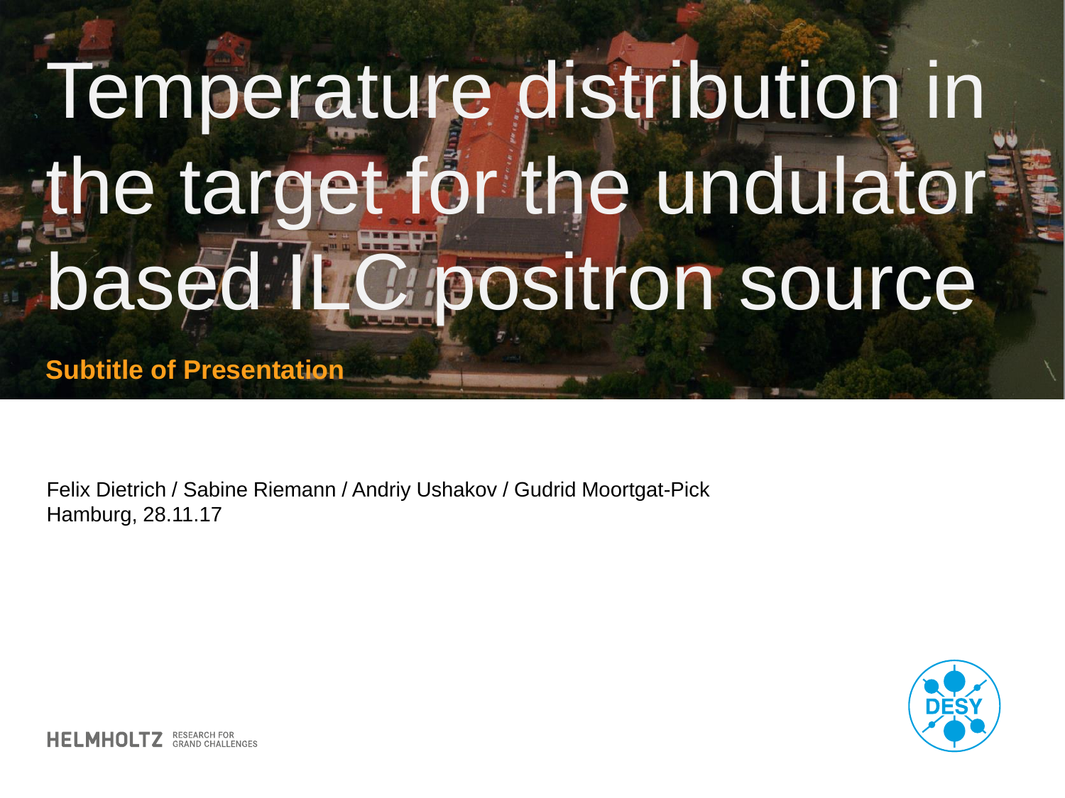# Temperature distribution in the target for the undulator based ILC positron source

**Subtitle of Presentation**

Felix Dietrich / Sabine Riemann / Andriy Ushakov / Gudrid Moortgat-Pick
Hamburg, 28.11.17

HELMHOLTZ RESEARCH FOR GRAND CHALLENGES

DESY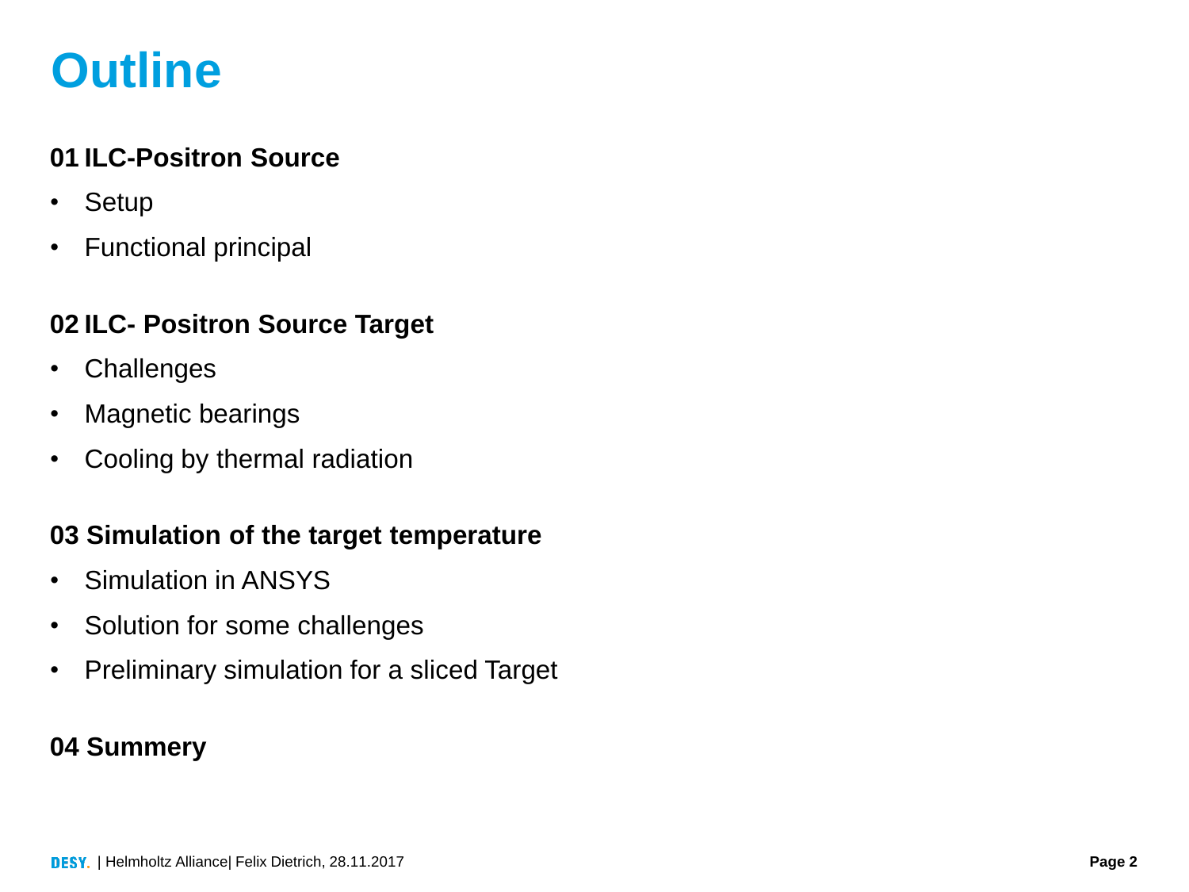# Outline

### 01 ILC-Positron Source

- Setup
- Functional principal

### 02 ILC- Positron Source Target

- Challenges
- Magnetic bearings
- Cooling by thermal radiation

### 03 Simulation of the target temperature

- Simulation in ANSYS
- Solution for some challenges
- Preliminary simulation for a sliced Target

### 04 Summery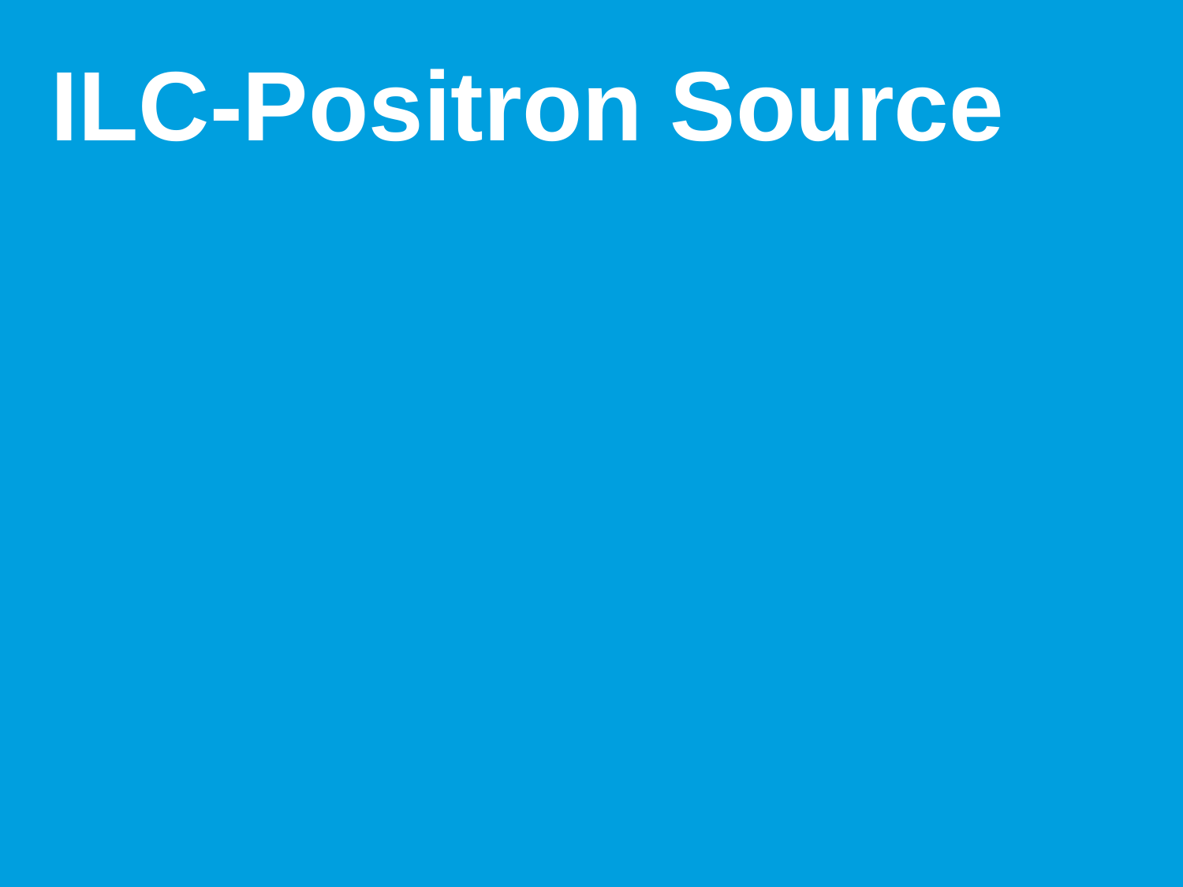# ILC-Positron Source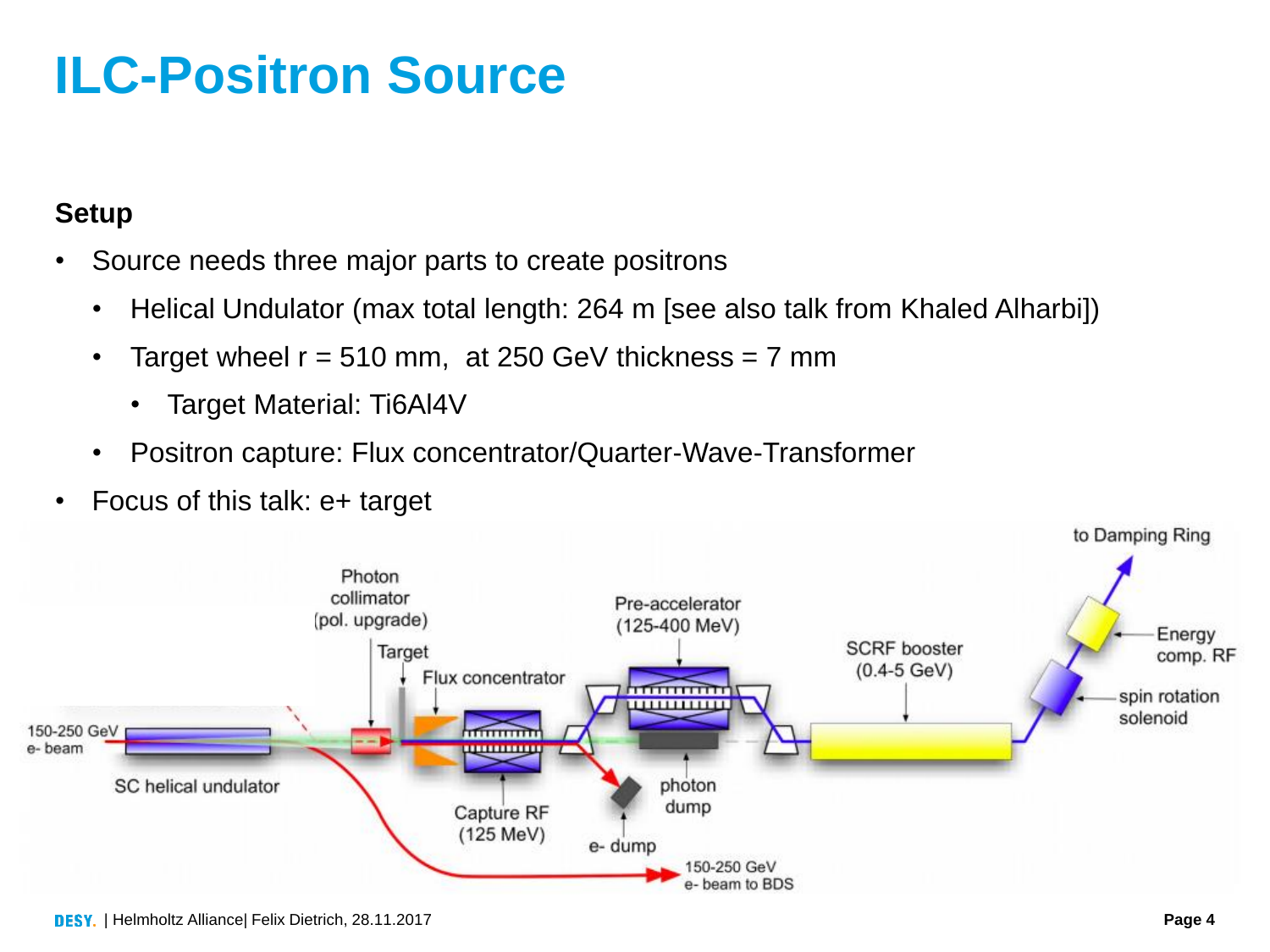# ILC-Positron Source

**Setup**

- Source needs three major parts to create positrons
  - Helical Undulator (max total length: 264 m [see also talk from Khaled Alharbi])
  - Target wheel r = 510 mm, at 250 GeV thickness = 7 mm
    - Target Material: Ti6Al4V
  - Positron capture: Flux concentrator/Quarter-Wave-Transformer
- Focus of this talk: e+ target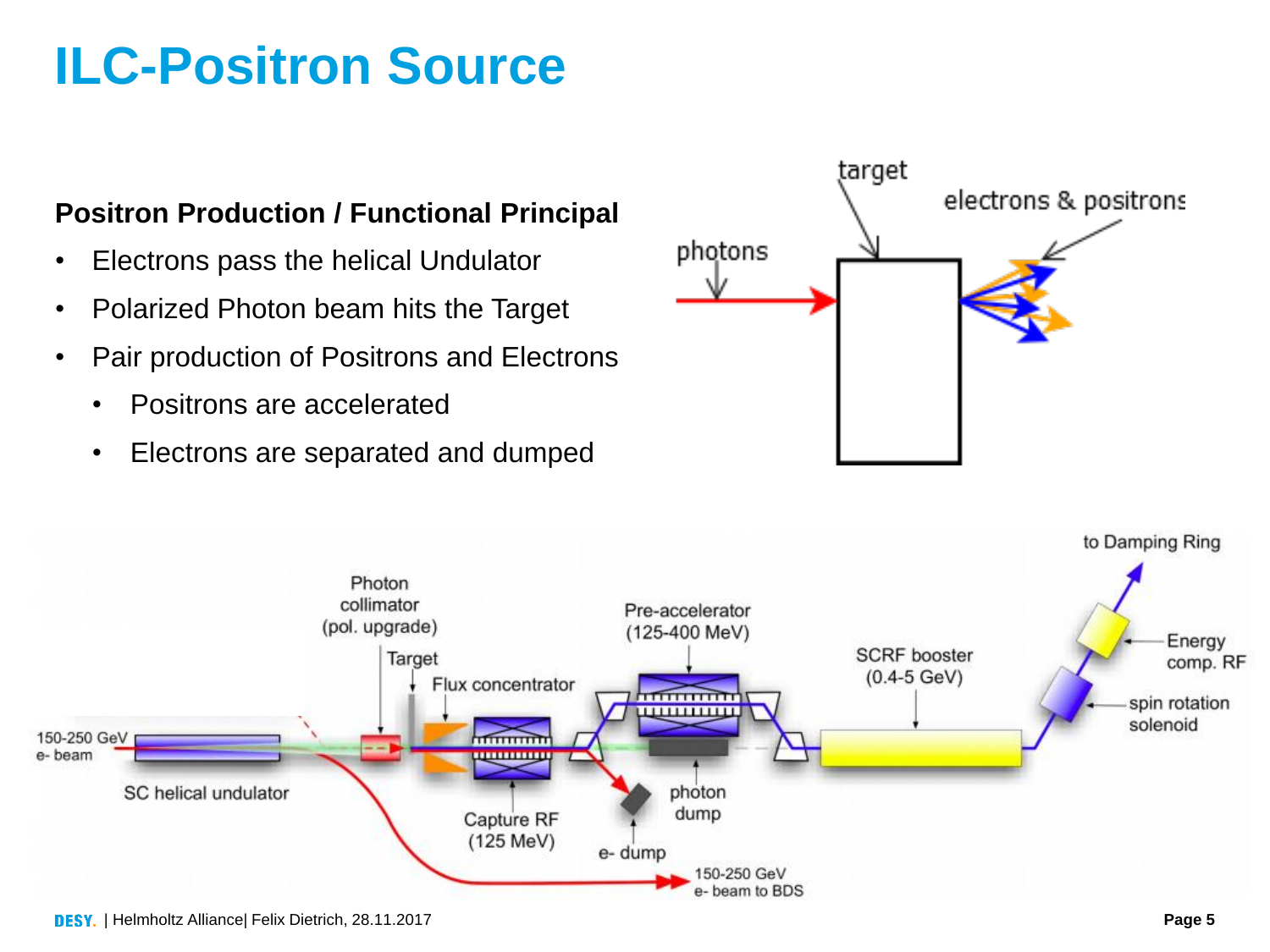# ILC-Positron Source

**Positron Production / Functional Principal**

- Electrons pass the helical Undulator
- Polarized Photon beam hits the Target
- Pair production of Positrons and Electrons
  - Positrons are accelerated
  - Electrons are separated and dumped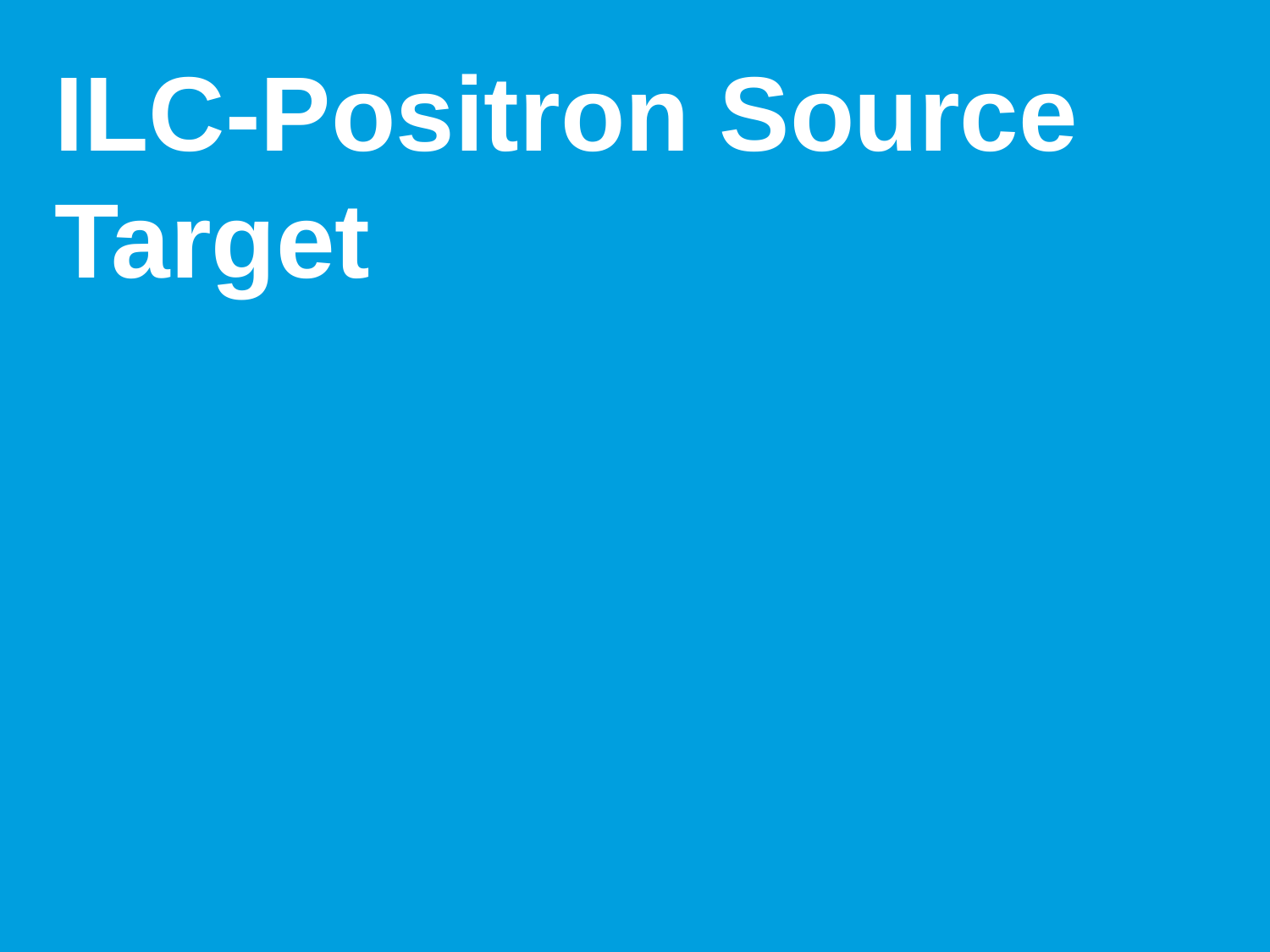# ILC-Positron Source Target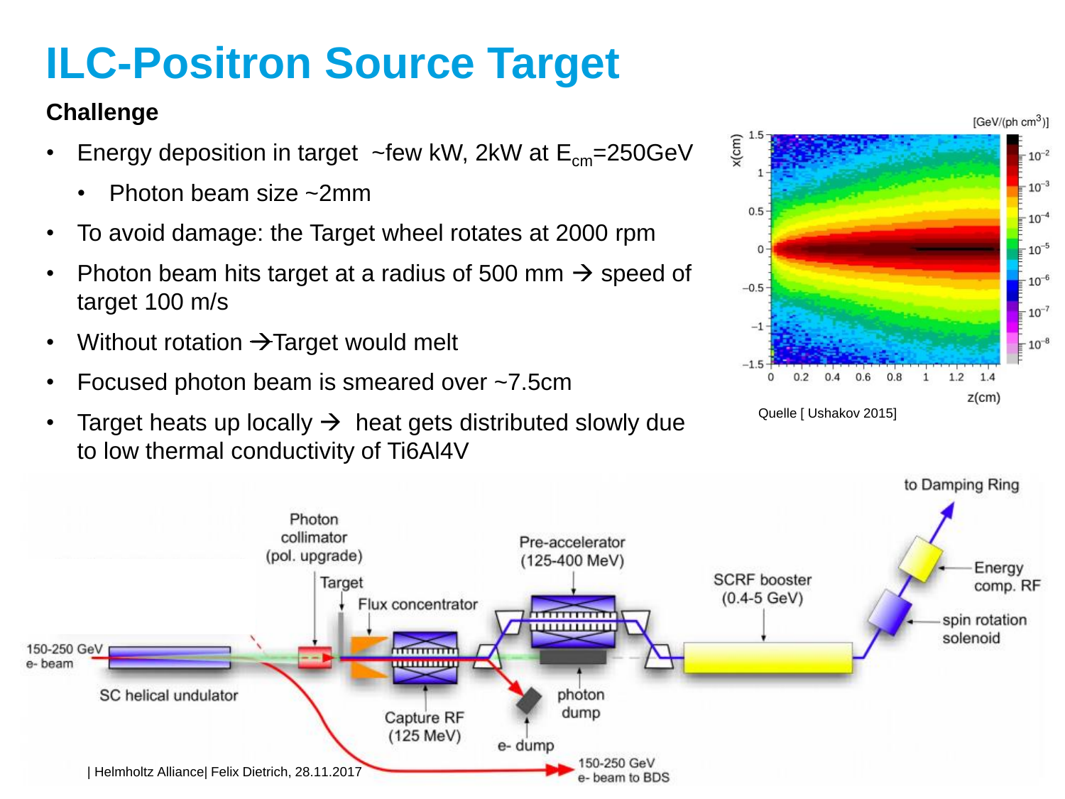# ILC-Positron Source Target

### Challenge

- Energy deposition in target ~few kW, 2kW at $E_{cm}$=250GeV
  - Photon beam size ~2mm
- To avoid damage: the Target wheel rotates at 2000 rpm
- Photon beam hits target at a radius of 500 mm → speed of target 100 m/s
- Without rotation →Target would melt
- Focused photon beam is smeared over ~7.5cm
- Target heats up locally → heat gets distributed slowly due to low thermal conductivity of Ti6Al4V

Quelle [ Ushakov 2015]

| Helmholtz Alliance| Felix Dietrich, 28.11.2017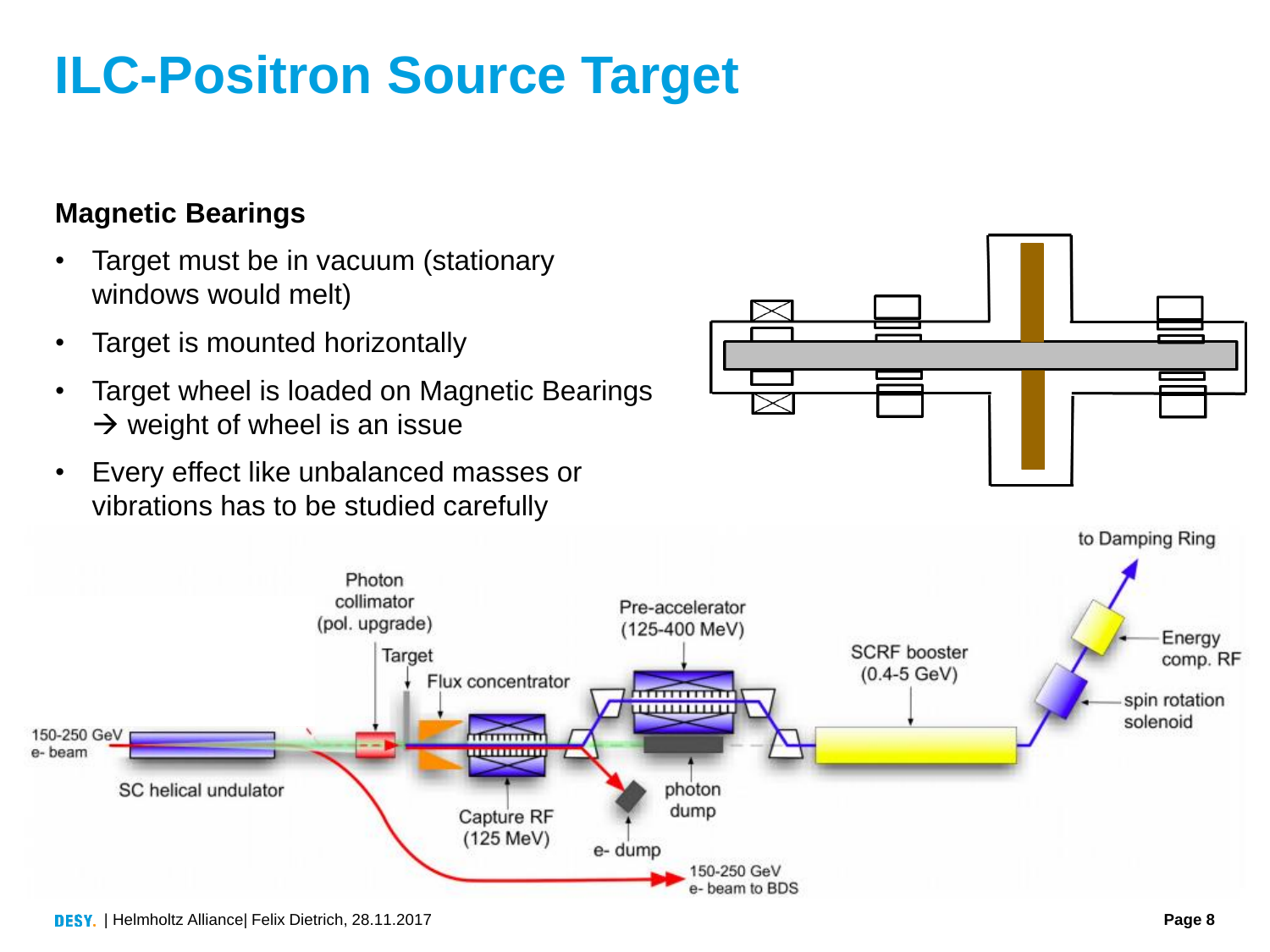# ILC-Positron Source Target

## Magnetic Bearings

- Target must be in vacuum (stationary windows would melt)
- Target is mounted horizontally
- Target wheel is loaded on Magnetic Bearings → weight of wheel is an issue
- Every effect like unbalanced masses or vibrations has to be studied carefully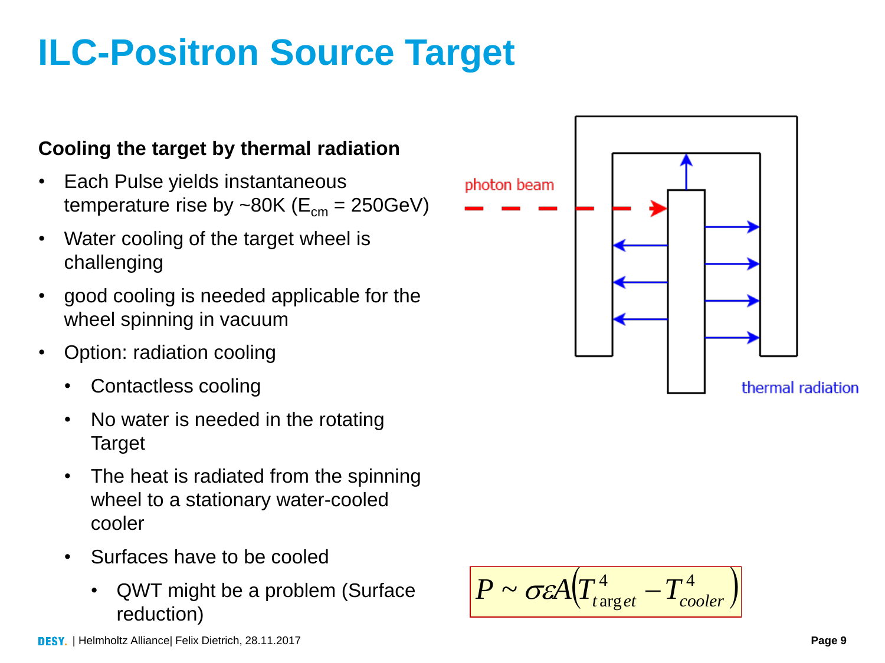# ILC-Positron Source Target

**Cooling the target by thermal radiation**

- Each Pulse yields instantaneous temperature rise by ~80K ($E_{cm}$ = 250GeV)
- Water cooling of the target wheel is challenging
- good cooling is needed applicable for the wheel spinning in vacuum
- Option: radiation cooling
  - Contactless cooling
  - No water is needed in the rotating Target
  - The heat is radiated from the spinning wheel to a stationary water-cooled cooler
  - Surfaces have to be cooled
    - QWT might be a problem (Surface reduction)

photon beam

thermal radiation

$$P \sim \sigma \varepsilon A \left( T_{target}^{4} - T_{cooler}^{4} \right)$$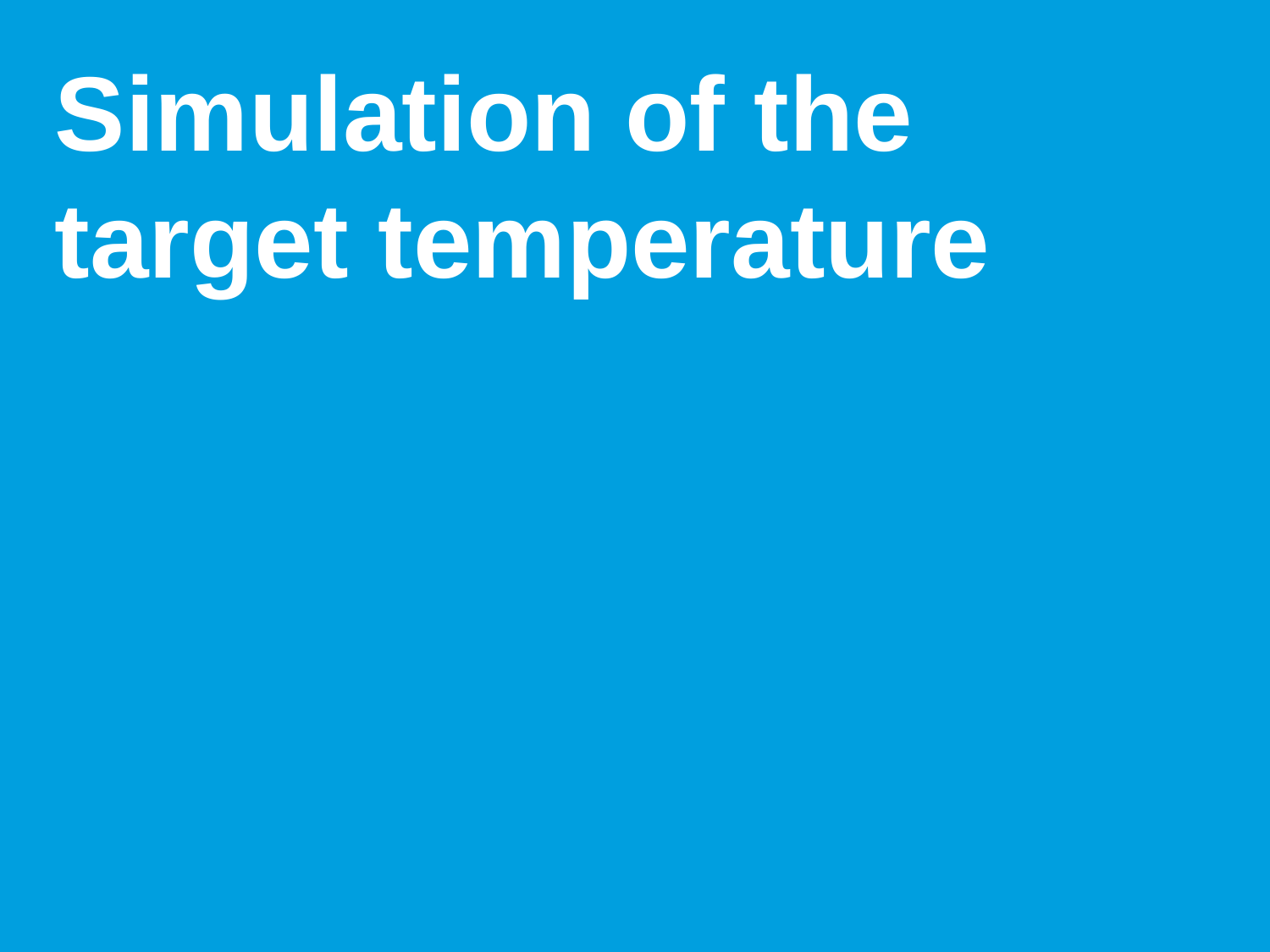# Simulation of the target temperature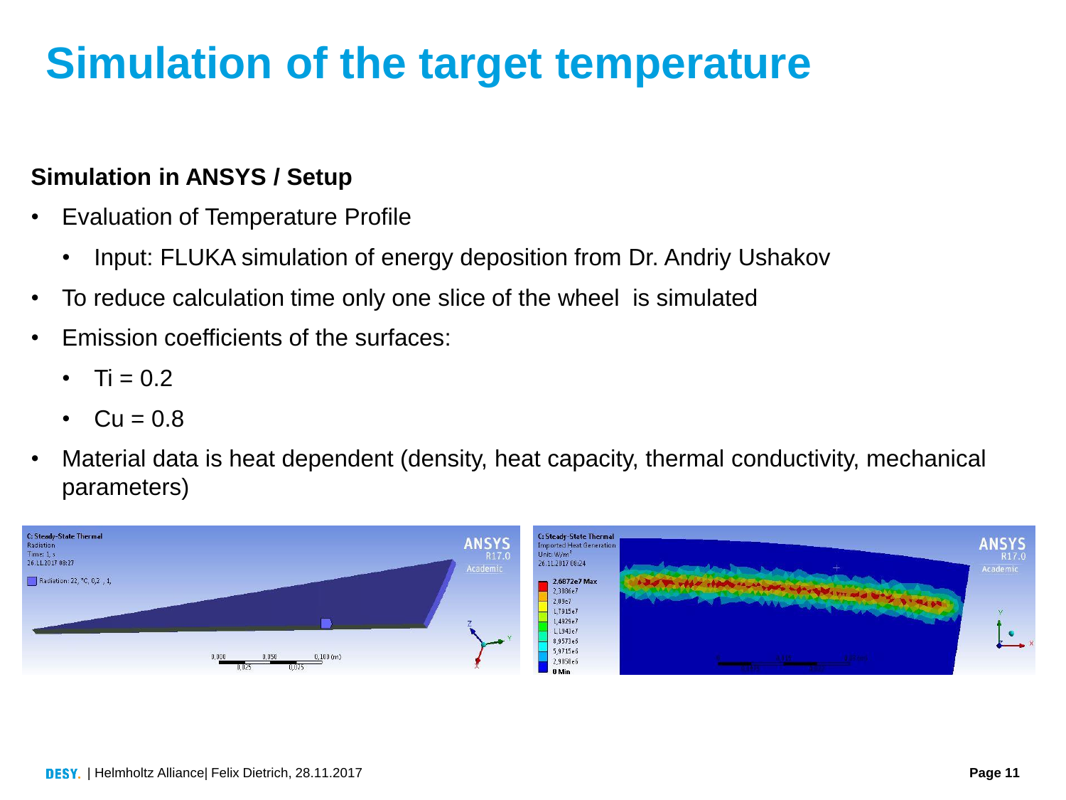# Simulation of the target temperature

**Simulation in ANSYS / Setup**

- Evaluation of Temperature Profile
  - Input: FLUKA simulation of energy deposition from Dr. Andriy Ushakov
- To reduce calculation time only one slice of the wheel is simulated
- Emission coefficients of the surfaces:
  - Ti = 0.2
  - Cu = 0.8
- Material data is heat dependent (density, heat capacity, thermal conductivity, mechanical parameters)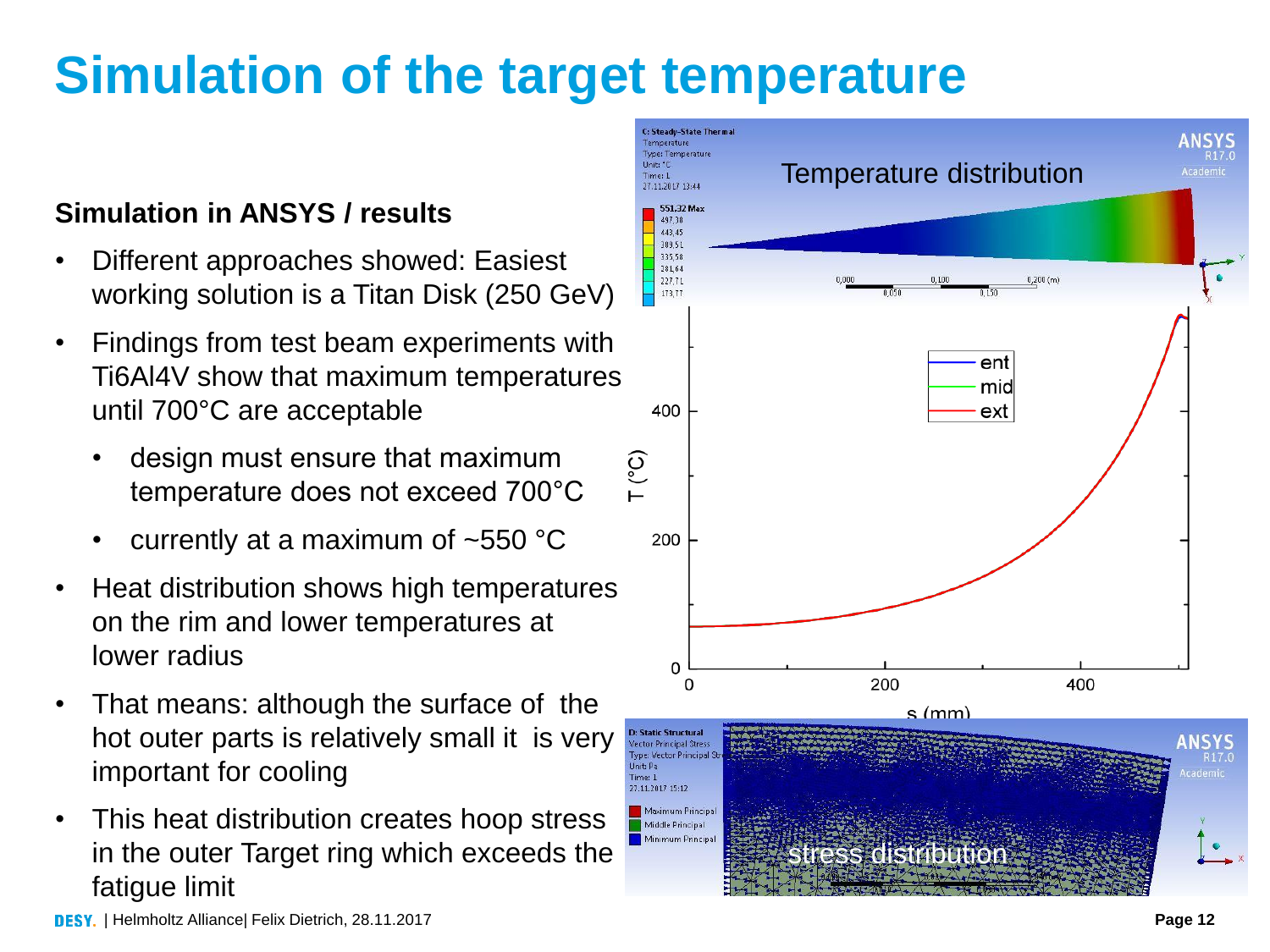# Simulation of the target temperature

### Simulation in ANSYS / results

- Different approaches showed: Easiest working solution is a Titan Disk (250 GeV)
- Findings from test beam experiments with Ti6Al4V show that maximum temperatures until 700°C are acceptable
  - design must ensure that maximum temperature does not exceed 700°C
  - currently at a maximum of ~550 °C
- Heat distribution shows high temperatures on the rim and lower temperatures at lower radius
- That means: although the surface of the hot outer parts is relatively small it is very important for cooling
- This heat distribution creates hoop stress in the outer Target ring which exceeds the fatigue limit

Temperature distribution

stress distribution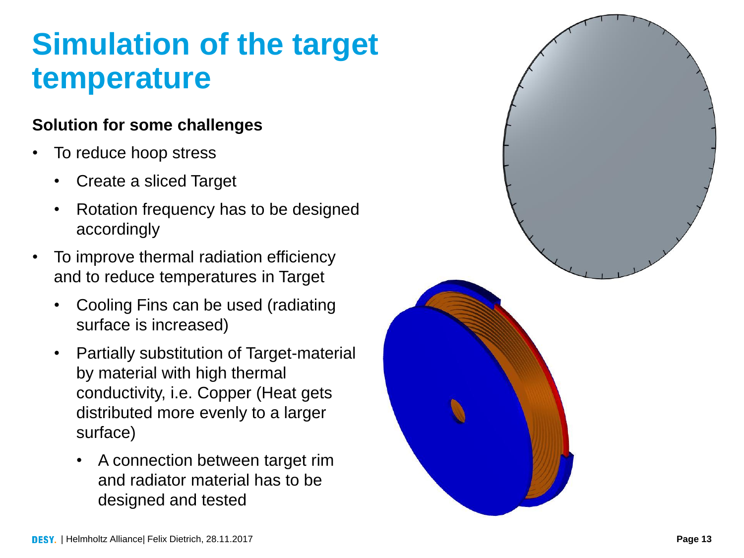# Simulation of the target temperature

**Solution for some challenges**

- To reduce hoop stress
  - Create a sliced Target
  - Rotation frequency has to be designed accordingly
- To improve thermal radiation efficiency and to reduce temperatures in Target
  - Cooling Fins can be used (radiating surface is increased)
  - Partially substitution of Target-material by material with high thermal conductivity, i.e. Copper (Heat gets distributed more evenly to a larger surface)
    - A connection between target rim and radiator material has to be designed and tested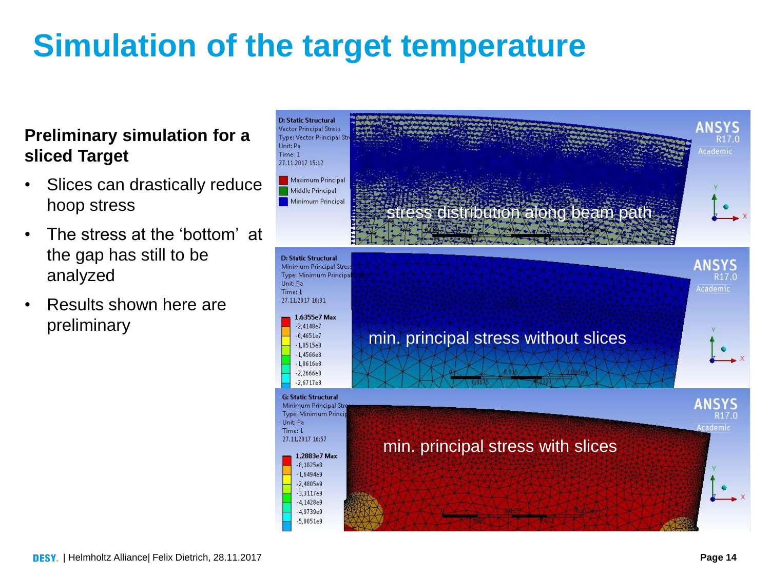# Simulation of the target temperature

**Preliminary simulation for a sliced Target**

- Slices can drastically reduce hoop stress
- The stress at the 'bottom' at the gap has still to be analyzed
- Results shown here are preliminary

D: Static Structural
Vector Principal Stress
Type: Vector Principal Stress
Unit: Pa
Time: 1
27.11.2017 15:12

Maximum Principal
Middle Principal
Minimum Principal

stress distribution along beam path

D: Static Structural
Minimum Principal Stress
Type: Minimum Principal Stress
Unit: Pa
Time: 1
27.11.2017 16:31

1,6355e7 Max
-2,4148e7
-6,4651e7
-1,0515e8
-1,4566e8
-1,8616e8
-2,2666e8
-2,6717e8

min. principal stress without slices

G: Static Structural
Minimum Principal Stress
Type: Minimum Principal Stress
Unit: Pa
Time: 1
27.11.2017 16:57

1,2883e7 Max
-8,1825e8
-1,6494e9
-2,4805e9
-3,3117e9
-4,1428e9
-4,9739e9
-5,8051e9

min. principal stress with slices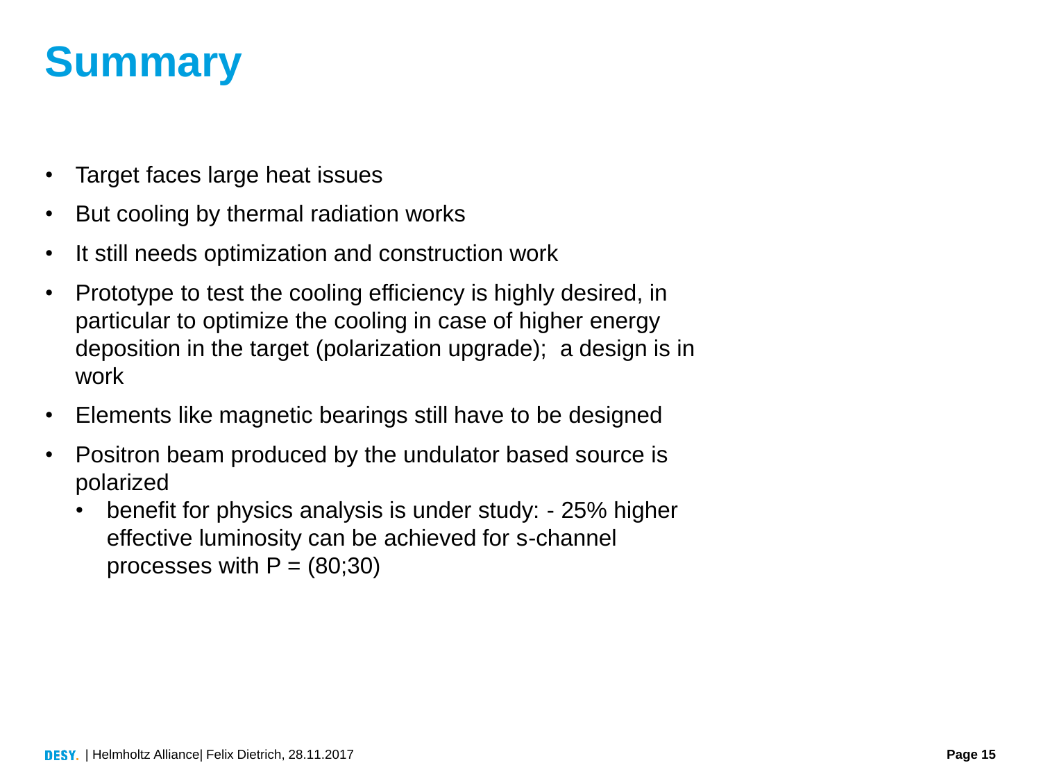# Summary

- Target faces large heat issues
- But cooling by thermal radiation works
- It still needs optimization and construction work
- Prototype to test the cooling efficiency is highly desired, in particular to optimize the cooling in case of higher energy deposition in the target (polarization upgrade); a design is in work
- Elements like magnetic bearings still have to be designed
- Positron beam produced by the undulator based source is polarized
  - benefit for physics analysis is under study: - 25% higher effective luminosity can be achieved for s-channel processes with P = (80;30)